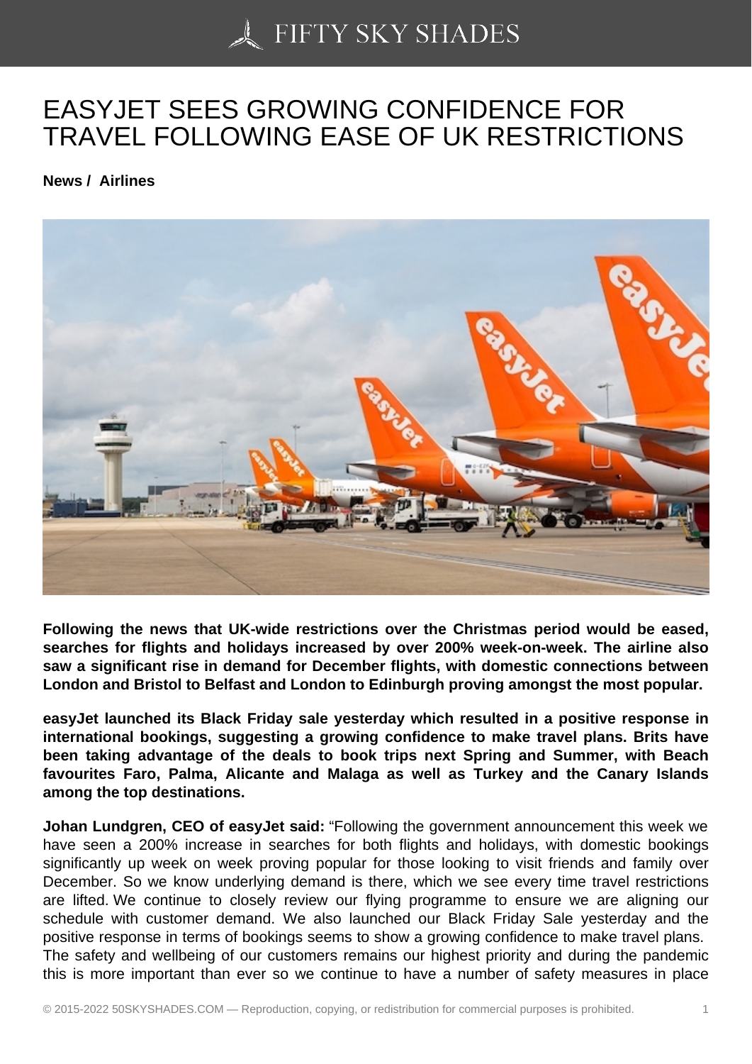# EASYJET SEES GROWING CONFIDENCE FOR TRAVEL FOLLOWING EASE OF UK RESTRICTIONS

**News / Airlines**

**Following the news that UK-wide restrictions over the Christmas period would be eased, searches for flights and holidays increased by over 200% week-on-week. The airline also saw a significant rise in demand for December flights, with domestic connections between London and Bristol to Belfast and London to Edinburgh proving amongst the most popular.**

**easyJet launched its Black Friday sale yesterday which resulted in a positive response in international bookings, suggesting a growing confidence to make travel plans. Brits have been taking advantage of the deals to book trips next Spring and Summer, with Beach favourites Faro, Palma, Alicante and Malaga as well as Turkey and the Canary Islands among the top destinations.**

**Johan Lundgren, CEO of easyJet said:** "Following the government announcement this week we have seen a 200% increase in searches for both flights and holidays, with domestic bookings significantly up week on week proving popular for those looking to visit friends and family over December. So we know underlying demand is there, which we see every time travel restrictions are lifted. We continue to closely review our flying programme to ensure we are aligning our schedule with customer demand. We also launched our Black Friday Sale yesterday and the positive response in terms of bookings seems to show a growing confidence to make travel plans. The safety and wellbeing of our customers remains our highest priority and during the pandemic this is more important than ever so we continue to have a number of safety measures in place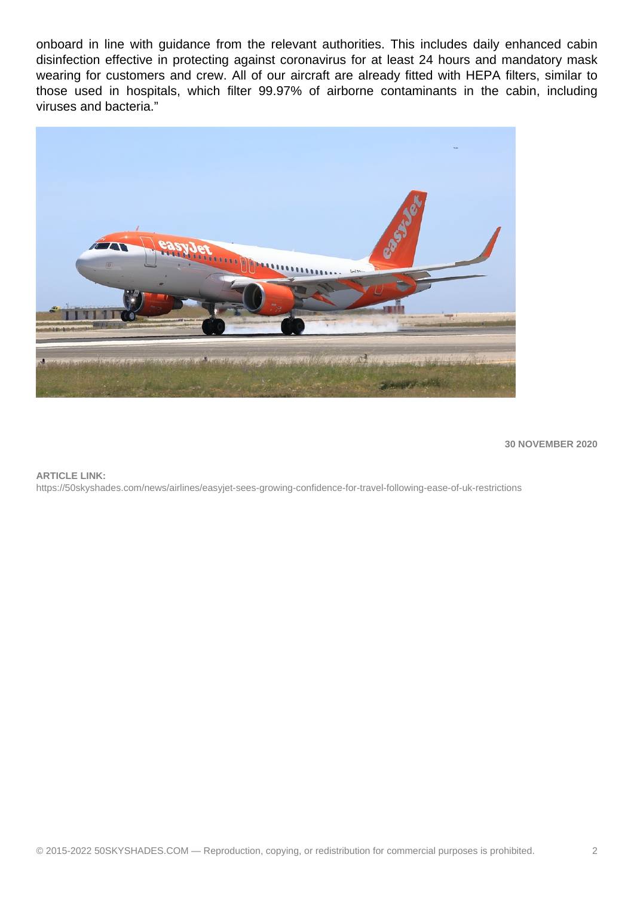onboard in line with guidance from the relevant authorities. This includes daily enhanced cabin disinfection effective in protecting against coronavirus for at least 24 hours and mandatory mask wearing for customers and crew. All of our aircraft are already fitted with HEPA filters, similar to those used in hospitals, which filter 99.97% of airborne contaminants in the cabin, including viruses and bacteria."

**30 NOVEMBER 2020**

**ARTICLE LINK:**
https://50skyshades.com/news/airlines/easyjet-sees-growing-confidence-for-travel-following-ease-of-uk-restrictions